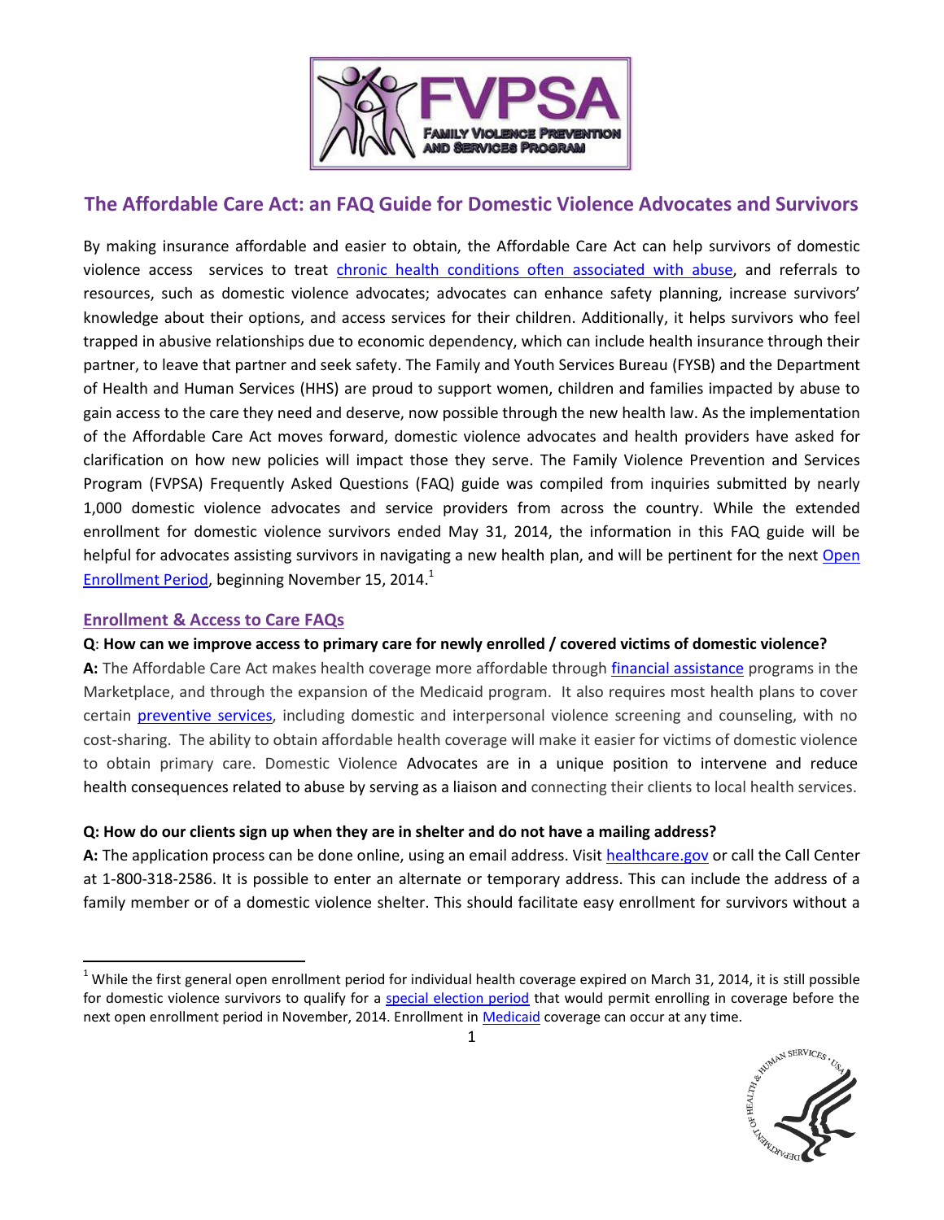# The Affordable Care Act: an FAQ Guide for Domestic Violence Advocates and Survivors

By making insurance affordable and easier to obtain, the Affordable Care Act can help survivors of domestic violence access services to treat chronic health conditions often associated with abuse, and referrals to resources, such as domestic violence advocates; advocates can enhance safety planning, increase survivors' knowledge about their options, and access services for their children. Additionally, it helps survivors who feel trapped in abusive relationships due to economic dependency, which can include health insurance through their partner, to leave that partner and seek safety. The Family and Youth Services Bureau (FYSB) and the Department of Health and Human Services (HHS) are proud to support women, children and families impacted by abuse to gain access to the care they need and deserve, now possible through the new health law. As the implementation of the Affordable Care Act moves forward, domestic violence advocates and health providers have asked for clarification on how new policies will impact those they serve. The Family Violence Prevention and Services Program (FVPSA) Frequently Asked Questions (FAQ) guide was compiled from inquiries submitted by nearly 1,000 domestic violence advocates and service providers from across the country. While the extended enrollment for domestic violence survivors ended May 31, 2014, the information in this FAQ guide will be helpful for advocates assisting survivors in navigating a new health plan, and will be pertinent for the next Open Enrollment Period, beginning November 15, 2014.[1]

## Enrollment & Access to Care FAQs

**Q: How can we improve access to primary care for newly enrolled / covered victims of domestic violence?**

**A:** The Affordable Care Act makes health coverage more affordable through financial assistance programs in the Marketplace, and through the expansion of the Medicaid program. It also requires most health plans to cover certain preventive services, including domestic and interpersonal violence screening and counseling, with no cost-sharing. The ability to obtain affordable health coverage will make it easier for victims of domestic violence to obtain primary care. Domestic Violence Advocates are in a unique position to intervene and reduce health consequences related to abuse by serving as a liaison and connecting their clients to local health services.

**Q: How do our clients sign up when they are in shelter and do not have a mailing address?**

**A:** The application process can be done online, using an email address. Visit healthcare.gov or call the Call Center at 1-800-318-2586. It is possible to enter an alternate or temporary address. This can include the address of a family member or of a domestic violence shelter. This should facilitate easy enrollment for survivors without a

---

[1] While the first general open enrollment period for individual health coverage expired on March 31, 2014, it is still possible for domestic violence survivors to qualify for a special election period that would permit enrolling in coverage before the next open enrollment period in November, 2014. Enrollment in Medicaid coverage can occur at any time.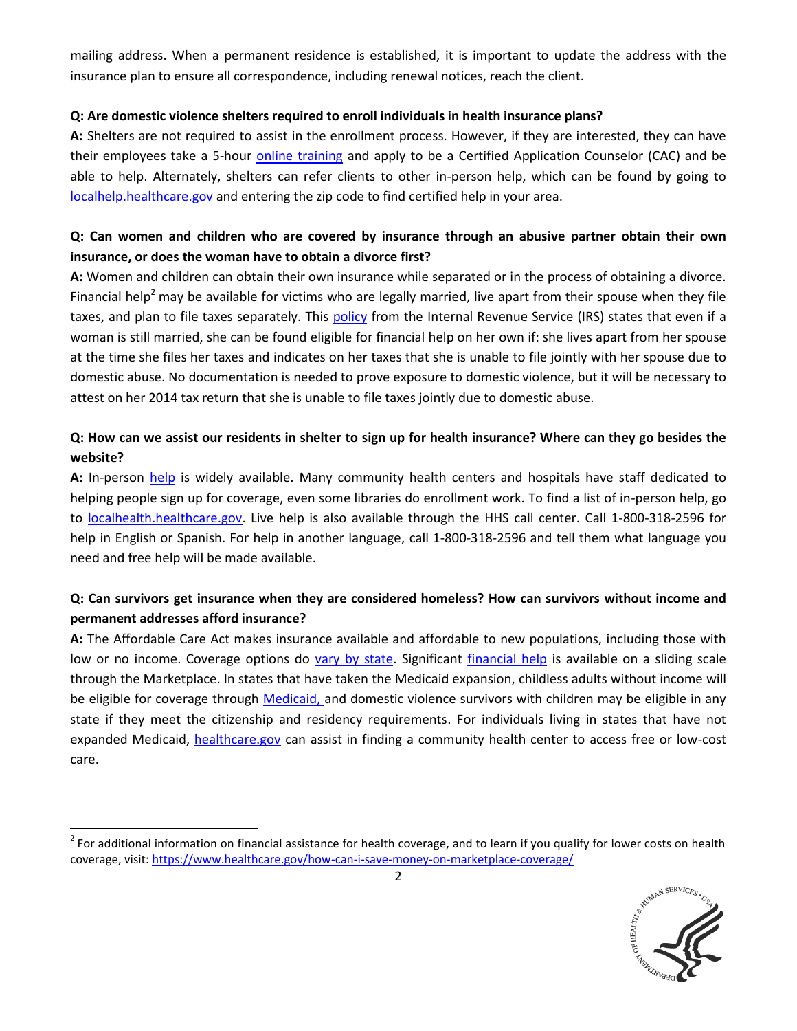mailing address. When a permanent residence is established, it is important to update the address with the insurance plan to ensure all correspondence, including renewal notices, reach the client.

**Q: Are domestic violence shelters required to enroll individuals in health insurance plans?**

**A:** Shelters are not required to assist in the enrollment process. However, if they are interested, they can have their employees take a 5-hour online training and apply to be a Certified Application Counselor (CAC) and be able to help. Alternately, shelters can refer clients to other in-person help, which can be found by going to localhelp.healthcare.gov and entering the zip code to find certified help in your area.

**Q: Can women and children who are covered by insurance through an abusive partner obtain their own insurance, or does the woman have to obtain a divorce first?**

**A:** Women and children can obtain their own insurance while separated or in the process of obtaining a divorce. Financial help[2] may be available for victims who are legally married, live apart from their spouse when they file taxes, and plan to file taxes separately. This policy from the Internal Revenue Service (IRS) states that even if a woman is still married, she can be found eligible for financial help on her own if: she lives apart from her spouse at the time she files her taxes and indicates on her taxes that she is unable to file jointly with her spouse due to domestic abuse. No documentation is needed to prove exposure to domestic violence, but it will be necessary to attest on her 2014 tax return that she is unable to file taxes jointly due to domestic abuse.

**Q: How can we assist our residents in shelter to sign up for health insurance? Where can they go besides the website?**

**A:** In-person help is widely available. Many community health centers and hospitals have staff dedicated to helping people sign up for coverage, even some libraries do enrollment work. To find a list of in-person help, go to localhealth.healthcare.gov. Live help is also available through the HHS call center. Call 1-800-318-2596 for help in English or Spanish. For help in another language, call 1-800-318-2596 and tell them what language you need and free help will be made available.

**Q: Can survivors get insurance when they are considered homeless? How can survivors without income and permanent addresses afford insurance?**

**A:** The Affordable Care Act makes insurance available and affordable to new populations, including those with low or no income. Coverage options do vary by state. Significant financial help is available on a sliding scale through the Marketplace. In states that have taken the Medicaid expansion, childless adults without income will be eligible for coverage through Medicaid, and domestic violence survivors with children may be eligible in any state if they meet the citizenship and residency requirements. For individuals living in states that have not expanded Medicaid, healthcare.gov can assist in finding a community health center to access free or low-cost care.

---

[2] For additional information on financial assistance for health coverage, and to learn if you qualify for lower costs on health coverage, visit: https://www.healthcare.gov/how-can-i-save-money-on-marketplace-coverage/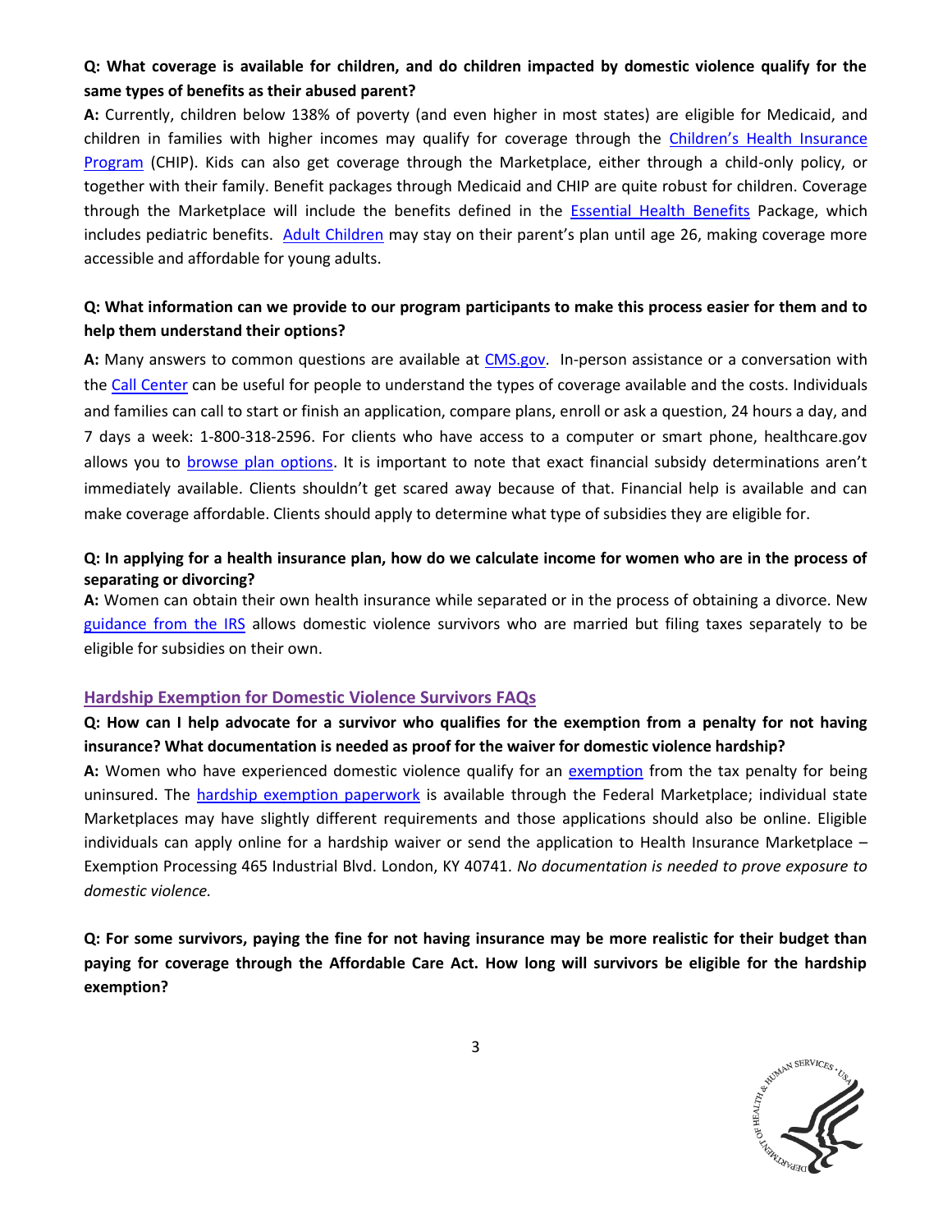**Q: What coverage is available for children, and do children impacted by domestic violence qualify for the same types of benefits as their abused parent?**

**A:** Currently, children below 138% of poverty (and even higher in most states) are eligible for Medicaid, and children in families with higher incomes may qualify for coverage through the Children's Health Insurance Program (CHIP). Kids can also get coverage through the Marketplace, either through a child-only policy, or together with their family. Benefit packages through Medicaid and CHIP are quite robust for children. Coverage through the Marketplace will include the benefits defined in the Essential Health Benefits Package, which includes pediatric benefits. Adult Children may stay on their parent's plan until age 26, making coverage more accessible and affordable for young adults.

**Q: What information can we provide to our program participants to make this process easier for them and to help them understand their options?**

**A:** Many answers to common questions are available at CMS.gov. In-person assistance or a conversation with the Call Center can be useful for people to understand the types of coverage available and the costs. Individuals and families can call to start or finish an application, compare plans, enroll or ask a question, 24 hours a day, and 7 days a week: 1-800-318-2596. For clients who have access to a computer or smart phone, healthcare.gov allows you to browse plan options. It is important to note that exact financial subsidy determinations aren't immediately available. Clients shouldn't get scared away because of that. Financial help is available and can make coverage affordable. Clients should apply to determine what type of subsidies they are eligible for.

**Q: In applying for a health insurance plan, how do we calculate income for women who are in the process of separating or divorcing?**

**A:** Women can obtain their own health insurance while separated or in the process of obtaining a divorce. New guidance from the IRS allows domestic violence survivors who are married but filing taxes separately to be eligible for subsidies on their own.

## Hardship Exemption for Domestic Violence Survivors FAQs

**Q: How can I help advocate for a survivor who qualifies for the exemption from a penalty for not having insurance? What documentation is needed as proof for the waiver for domestic violence hardship?**

**A:** Women who have experienced domestic violence qualify for an exemption from the tax penalty for being uninsured. The hardship exemption paperwork is available through the Federal Marketplace; individual state Marketplaces may have slightly different requirements and those applications should also be online. Eligible individuals can apply online for a hardship waiver or send the application to Health Insurance Marketplace – Exemption Processing 465 Industrial Blvd. London, KY 40741. *No documentation is needed to prove exposure to domestic violence.*

**Q: For some survivors, paying the fine for not having insurance may be more realistic for their budget than paying for coverage through the Affordable Care Act. How long will survivors be eligible for the hardship exemption?**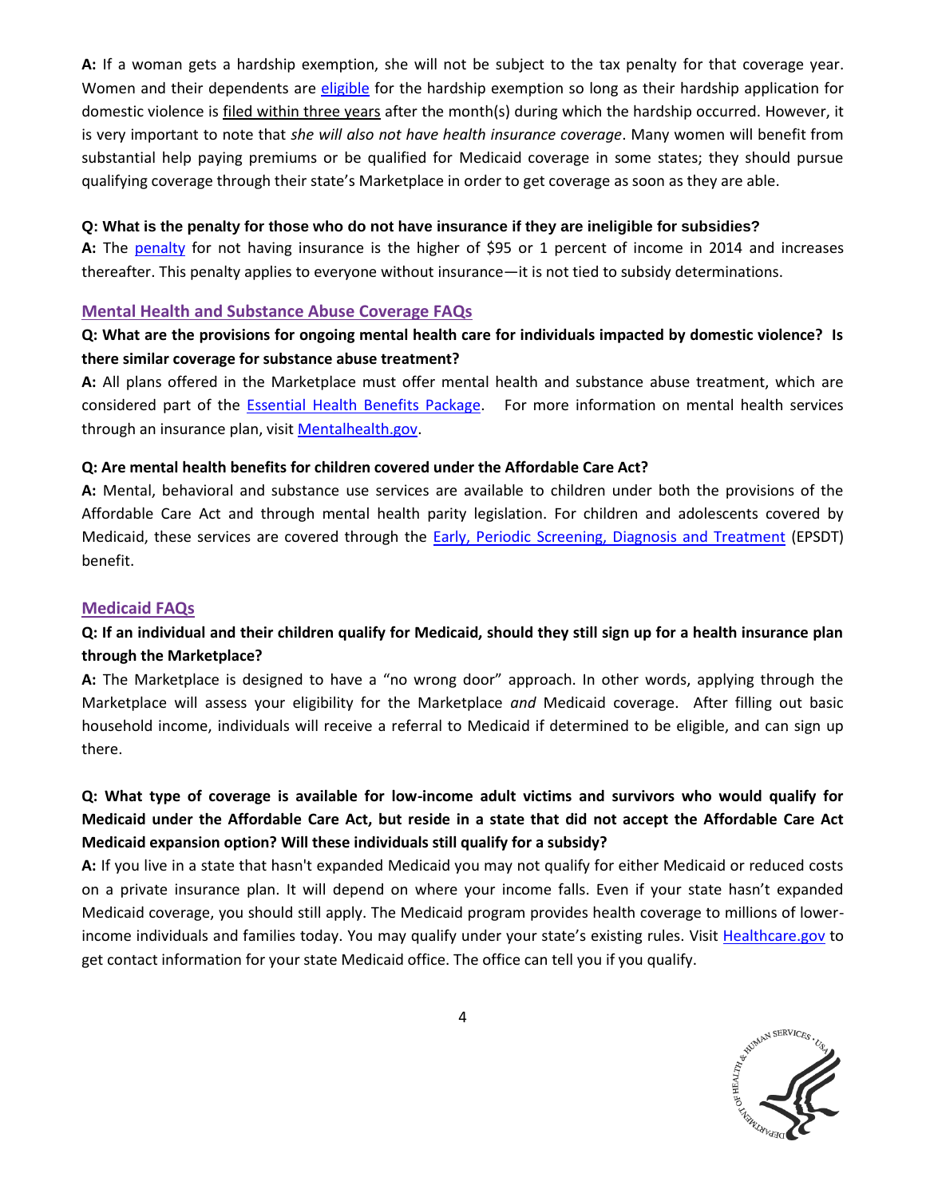**A:** If a woman gets a hardship exemption, she will not be subject to the tax penalty for that coverage year. Women and their dependents are eligible for the hardship exemption so long as their hardship application for domestic violence is filed within three years after the month(s) during which the hardship occurred. However, it is very important to note that *she will also not have health insurance coverage*. Many women will benefit from substantial help paying premiums or be qualified for Medicaid coverage in some states; they should pursue qualifying coverage through their state's Marketplace in order to get coverage as soon as they are able.

**Q: What is the penalty for those who do not have insurance if they are ineligible for subsidies?**
**A:** The penalty for not having insurance is the higher of $95 or 1 percent of income in 2014 and increases thereafter. This penalty applies to everyone without insurance—it is not tied to subsidy determinations.

## Mental Health and Substance Abuse Coverage FAQs

**Q: What are the provisions for ongoing mental health care for individuals impacted by domestic violence? Is there similar coverage for substance abuse treatment?**
**A:** All plans offered in the Marketplace must offer mental health and substance abuse treatment, which are considered part of the Essential Health Benefits Package. For more information on mental health services through an insurance plan, visit Mentalhealth.gov.

**Q: Are mental health benefits for children covered under the Affordable Care Act?**
**A:** Mental, behavioral and substance use services are available to children under both the provisions of the Affordable Care Act and through mental health parity legislation. For children and adolescents covered by Medicaid, these services are covered through the Early, Periodic Screening, Diagnosis and Treatment (EPSDT) benefit.

## Medicaid FAQs

**Q: If an individual and their children qualify for Medicaid, should they still sign up for a health insurance plan through the Marketplace?**
**A:** The Marketplace is designed to have a "no wrong door" approach. In other words, applying through the Marketplace will assess your eligibility for the Marketplace *and* Medicaid coverage. After filling out basic household income, individuals will receive a referral to Medicaid if determined to be eligible, and can sign up there.

**Q: What type of coverage is available for low-income adult victims and survivors who would qualify for Medicaid under the Affordable Care Act, but reside in a state that did not accept the Affordable Care Act Medicaid expansion option? Will these individuals still qualify for a subsidy?**
**A:** If you live in a state that hasn't expanded Medicaid you may not qualify for either Medicaid or reduced costs on a private insurance plan. It will depend on where your income falls. Even if your state hasn't expanded Medicaid coverage, you should still apply. The Medicaid program provides health coverage to millions of lower-income individuals and families today. You may qualify under your state's existing rules. Visit Healthcare.gov to get contact information for your state Medicaid office. The office can tell you if you qualify.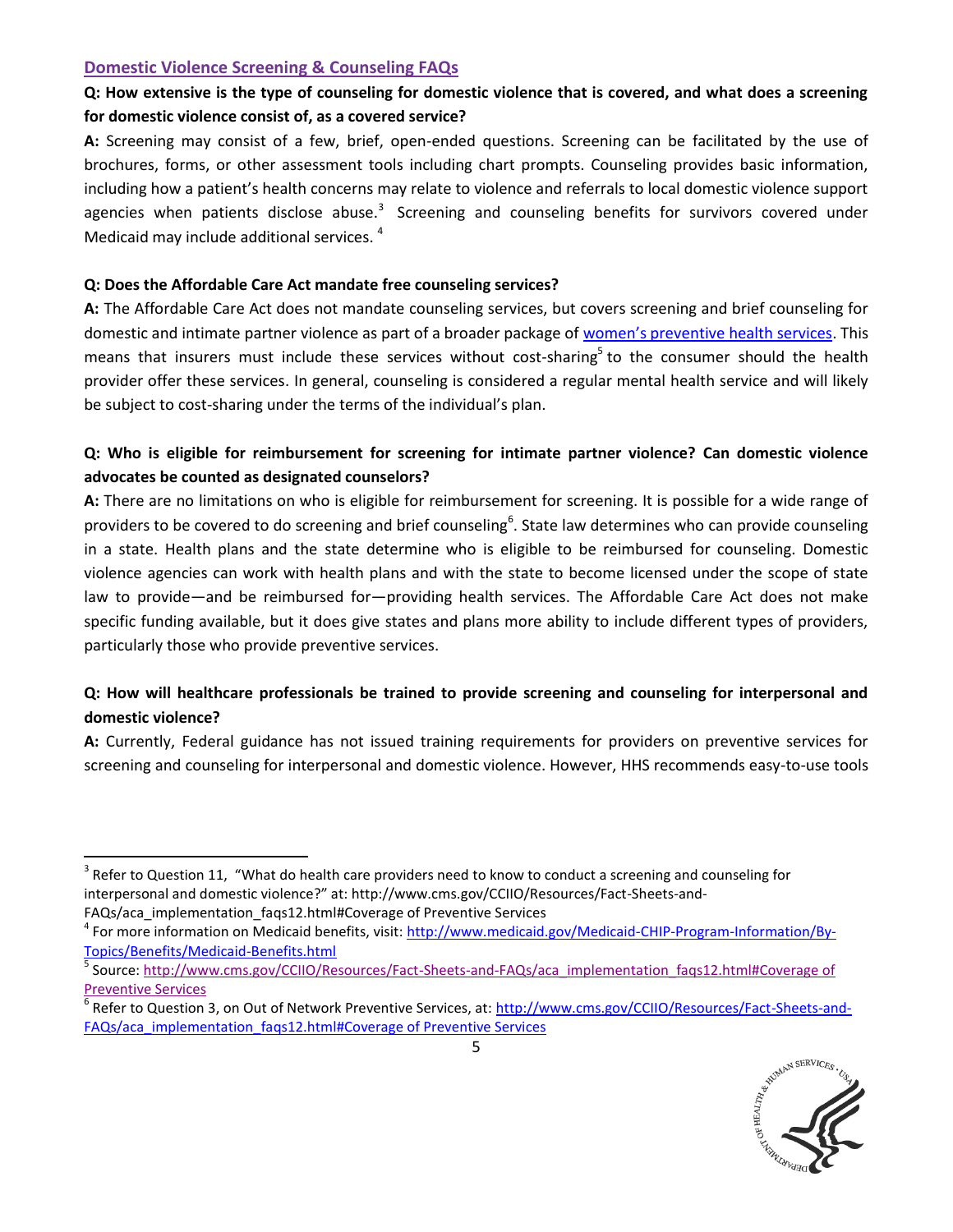## Domestic Violence Screening & Counseling FAQs

**Q: How extensive is the type of counseling for domestic violence that is covered, and what does a screening for domestic violence consist of, as a covered service?**

**A:** Screening may consist of a few, brief, open-ended questions. Screening can be facilitated by the use of brochures, forms, or other assessment tools including chart prompts. Counseling provides basic information, including how a patient's health concerns may relate to violence and referrals to local domestic violence support agencies when patients disclose abuse.[3] Screening and counseling benefits for survivors covered under Medicaid may include additional services.[4]

**Q: Does the Affordable Care Act mandate free counseling services?**

**A:** The Affordable Care Act does not mandate counseling services, but covers screening and brief counseling for domestic and intimate partner violence as part of a broader package of women's preventive health services. This means that insurers must include these services without cost-sharing[5] to the consumer should the health provider offer these services. In general, counseling is considered a regular mental health service and will likely be subject to cost-sharing under the terms of the individual's plan.

**Q: Who is eligible for reimbursement for screening for intimate partner violence? Can domestic violence advocates be counted as designated counselors?**

**A:** There are no limitations on who is eligible for reimbursement for screening. It is possible for a wide range of providers to be covered to do screening and brief counseling[6]. State law determines who can provide counseling in a state. Health plans and the state determine who is eligible to be reimbursed for counseling. Domestic violence agencies can work with health plans and with the state to become licensed under the scope of state law to provide—and be reimbursed for—providing health services. The Affordable Care Act does not make specific funding available, but it does give states and plans more ability to include different types of providers, particularly those who provide preventive services.

**Q: How will healthcare professionals be trained to provide screening and counseling for interpersonal and domestic violence?**

**A:** Currently, Federal guidance has not issued training requirements for providers on preventive services for screening and counseling for interpersonal and domestic violence. However, HHS recommends easy-to-use tools

---

[3] Refer to Question 11, "What do health care providers need to know to conduct a screening and counseling for interpersonal and domestic violence?" at: http://www.cms.gov/CCIIO/Resources/Fact-Sheets-and-FAQs/aca_implementation_faqs12.html#Coverage of Preventive Services

[4] For more information on Medicaid benefits, visit: http://www.medicaid.gov/Medicaid-CHIP-Program-Information/By-Topics/Benefits/Medicaid-Benefits.html

[5] Source: http://www.cms.gov/CCIIO/Resources/Fact-Sheets-and-FAQs/aca_implementation_faqs12.html#Coverage of Preventive Services

[6] Refer to Question 3, on Out of Network Preventive Services, at: http://www.cms.gov/CCIIO/Resources/Fact-Sheets-and-FAQs/aca_implementation_faqs12.html#Coverage of Preventive Services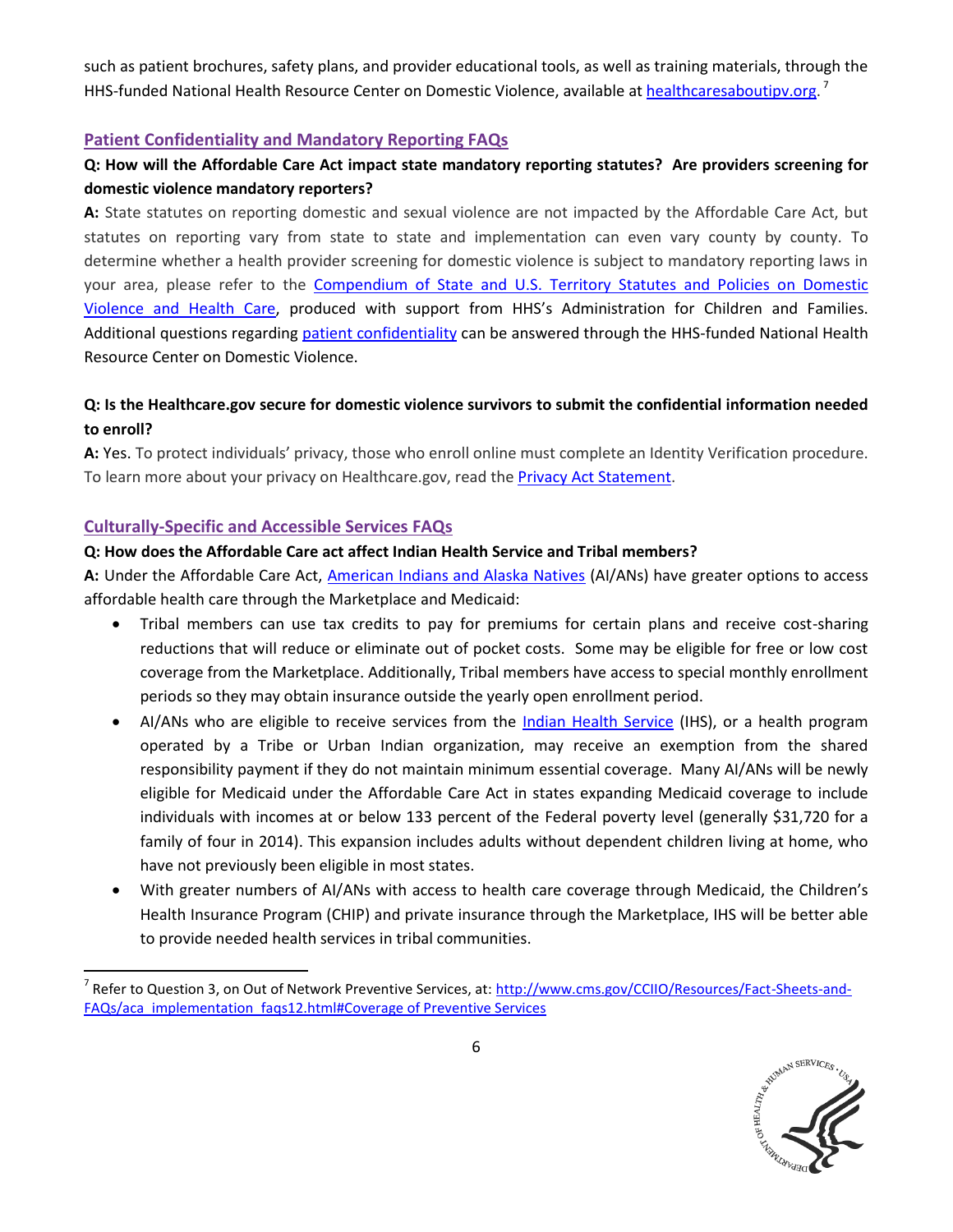such as patient brochures, safety plans, and provider educational tools, as well as training materials, through the HHS-funded National Health Resource Center on Domestic Violence, available at healthcaresaboutipv.org. [7]

## Patient Confidentiality and Mandatory Reporting FAQs

**Q: How will the Affordable Care Act impact state mandatory reporting statutes? Are providers screening for domestic violence mandatory reporters?**

**A:** State statutes on reporting domestic and sexual violence are not impacted by the Affordable Care Act, but statutes on reporting vary from state to state and implementation can even vary county by county. To determine whether a health provider screening for domestic violence is subject to mandatory reporting laws in your area, please refer to the Compendium of State and U.S. Territory Statutes and Policies on Domestic Violence and Health Care, produced with support from HHS's Administration for Children and Families. Additional questions regarding patient confidentiality can be answered through the HHS-funded National Health Resource Center on Domestic Violence.

**Q: Is the Healthcare.gov secure for domestic violence survivors to submit the confidential information needed to enroll?**

**A:** Yes. To protect individuals' privacy, those who enroll online must complete an Identity Verification procedure. To learn more about your privacy on Healthcare.gov, read the Privacy Act Statement.

## Culturally-Specific and Accessible Services FAQs

**Q: How does the Affordable Care act affect Indian Health Service and Tribal members?**

**A:** Under the Affordable Care Act, American Indians and Alaska Natives (AI/ANs) have greater options to access affordable health care through the Marketplace and Medicaid:

- Tribal members can use tax credits to pay for premiums for certain plans and receive cost-sharing reductions that will reduce or eliminate out of pocket costs. Some may be eligible for free or low cost coverage from the Marketplace. Additionally, Tribal members have access to special monthly enrollment periods so they may obtain insurance outside the yearly open enrollment period.
- AI/ANs who are eligible to receive services from the Indian Health Service (IHS), or a health program operated by a Tribe or Urban Indian organization, may receive an exemption from the shared responsibility payment if they do not maintain minimum essential coverage. Many AI/ANs will be newly eligible for Medicaid under the Affordable Care Act in states expanding Medicaid coverage to include individuals with incomes at or below 133 percent of the Federal poverty level (generally $31,720 for a family of four in 2014). This expansion includes adults without dependent children living at home, who have not previously been eligible in most states.
- With greater numbers of AI/ANs with access to health care coverage through Medicaid, the Children's Health Insurance Program (CHIP) and private insurance through the Marketplace, IHS will be better able to provide needed health services in tribal communities.

---

[7] Refer to Question 3, on Out of Network Preventive Services, at: http://www.cms.gov/CCIIO/Resources/Fact-Sheets-and-FAQs/aca_implementation_faqs12.html#Coverage of Preventive Services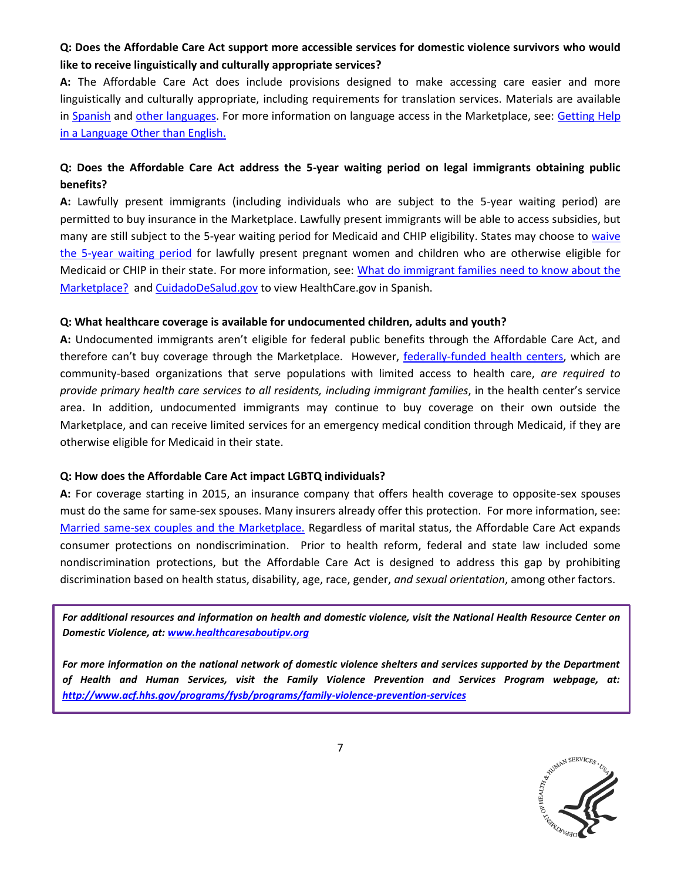**Q: Does the Affordable Care Act support more accessible services for domestic violence survivors who would like to receive linguistically and culturally appropriate services?**

**A:** The Affordable Care Act does include provisions designed to make accessing care easier and more linguistically and culturally appropriate, including requirements for translation services. Materials are available in Spanish and other languages. For more information on language access in the Marketplace, see: Getting Help in a Language Other than English.

**Q: Does the Affordable Care Act address the 5-year waiting period on legal immigrants obtaining public benefits?**

**A:** Lawfully present immigrants (including individuals who are subject to the 5-year waiting period) are permitted to buy insurance in the Marketplace. Lawfully present immigrants will be able to access subsidies, but many are still subject to the 5-year waiting period for Medicaid and CHIP eligibility. States may choose to waive the 5-year waiting period for lawfully present pregnant women and children who are otherwise eligible for Medicaid or CHIP in their state. For more information, see: What do immigrant families need to know about the Marketplace? and CuidadoDeSalud.gov to view HealthCare.gov in Spanish.

**Q: What healthcare coverage is available for undocumented children, adults and youth?**

**A:** Undocumented immigrants aren't eligible for federal public benefits through the Affordable Care Act, and therefore can't buy coverage through the Marketplace. However, federally-funded health centers, which are community-based organizations that serve populations with limited access to health care, *are required to provide primary health care services to all residents, including immigrant families*, in the health center's service area. In addition, undocumented immigrants may continue to buy coverage on their own outside the Marketplace, and can receive limited services for an emergency medical condition through Medicaid, if they are otherwise eligible for Medicaid in their state.

**Q: How does the Affordable Care Act impact LGBTQ individuals?**

**A:** For coverage starting in 2015, an insurance company that offers health coverage to opposite-sex spouses must do the same for same-sex spouses. Many insurers already offer this protection. For more information, see: Married same-sex couples and the Marketplace. Regardless of marital status, the Affordable Care Act expands consumer protections on nondiscrimination. Prior to health reform, federal and state law included some nondiscrimination protections, but the Affordable Care Act is designed to address this gap by prohibiting discrimination based on health status, disability, age, race, gender, *and sexual orientation*, among other factors.

***For additional resources and information on health and domestic violence, visit the National Health Resource Center on Domestic Violence, at: www.healthcaresaboutipv.org***

***For more information on the national network of domestic violence shelters and services supported by the Department of Health and Human Services, visit the Family Violence Prevention and Services Program webpage, at: http://www.acf.hhs.gov/programs/fysb/programs/family-violence-prevention-services***